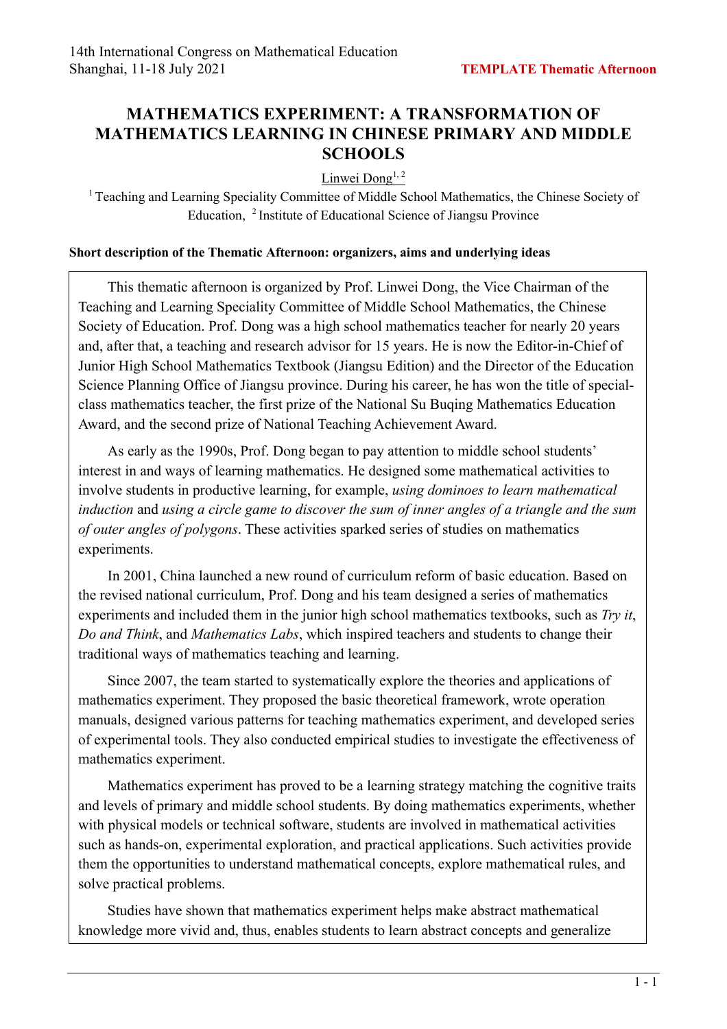# MATHEMATICS EXPERIMENT: A TRANSFORMATION OF MATHEMATICS LEARNING IN CHINESE PRIMARY AND MIDDLE SCHOOLS

Linwei Dong[1, 2]

[1] Teaching and Learning Speciality Committee of Middle School Mathematics, the Chinese Society of Education, [2] Institute of Educational Science of Jiangsu Province

**Short description of the Thematic Afternoon: organizers, aims and underlying ideas**

This thematic afternoon is organized by Prof. Linwei Dong, the Vice Chairman of the Teaching and Learning Speciality Committee of Middle School Mathematics, the Chinese Society of Education. Prof. Dong was a high school mathematics teacher for nearly 20 years and, after that, a teaching and research advisor for 15 years. He is now the Editor-in-Chief of Junior High School Mathematics Textbook (Jiangsu Edition) and the Director of the Education Science Planning Office of Jiangsu province. During his career, he has won the title of special-class mathematics teacher, the first prize of the National Su Buqing Mathematics Education Award, and the second prize of National Teaching Achievement Award.

As early as the 1990s, Prof. Dong began to pay attention to middle school students' interest in and ways of learning mathematics. He designed some mathematical activities to involve students in productive learning, for example, *using dominoes to learn mathematical induction* and *using a circle game to discover the sum of inner angles of a triangle and the sum of outer angles of polygons*. These activities sparked series of studies on mathematics experiments.

In 2001, China launched a new round of curriculum reform of basic education. Based on the revised national curriculum, Prof. Dong and his team designed a series of mathematics experiments and included them in the junior high school mathematics textbooks, such as *Try it*, *Do and Think*, and *Mathematics Labs*, which inspired teachers and students to change their traditional ways of mathematics teaching and learning.

Since 2007, the team started to systematically explore the theories and applications of mathematics experiment. They proposed the basic theoretical framework, wrote operation manuals, designed various patterns for teaching mathematics experiment, and developed series of experimental tools. They also conducted empirical studies to investigate the effectiveness of mathematics experiment.

Mathematics experiment has proved to be a learning strategy matching the cognitive traits and levels of primary and middle school students. By doing mathematics experiments, whether with physical models or technical software, students are involved in mathematical activities such as hands-on, experimental exploration, and practical applications. Such activities provide them the opportunities to understand mathematical concepts, explore mathematical rules, and solve practical problems.

Studies have shown that mathematics experiment helps make abstract mathematical knowledge more vivid and, thus, enables students to learn abstract concepts and generalize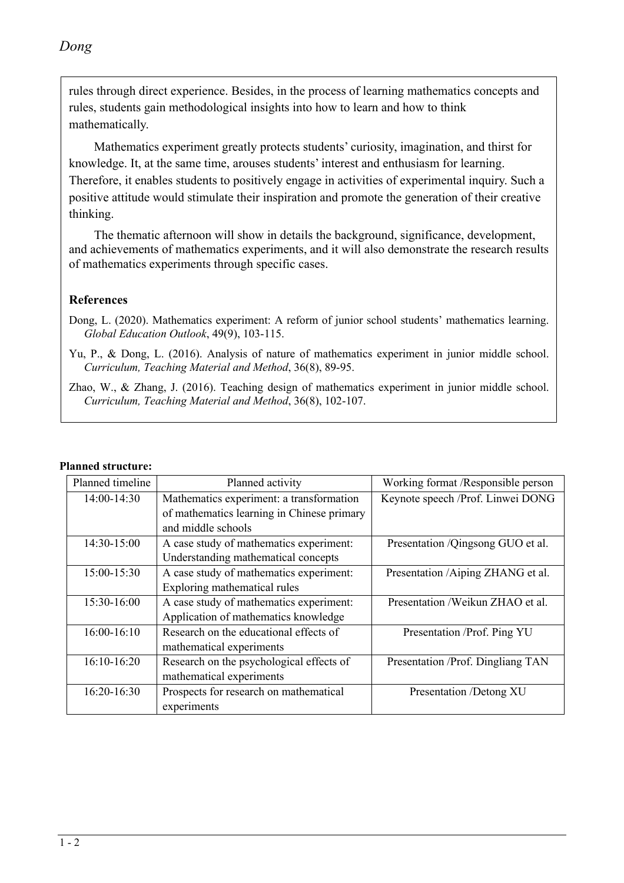rules through direct experience. Besides, in the process of learning mathematics concepts and rules, students gain methodological insights into how to learn and how to think mathematically.

Mathematics experiment greatly protects students' curiosity, imagination, and thirst for knowledge. It, at the same time, arouses students' interest and enthusiasm for learning. Therefore, it enables students to positively engage in activities of experimental inquiry. Such a positive attitude would stimulate their inspiration and promote the generation of their creative thinking.

The thematic afternoon will show in details the background, significance, development, and achievements of mathematics experiments, and it will also demonstrate the research results of mathematics experiments through specific cases.

### References

Dong, L. (2020). Mathematics experiment: A reform of junior school students' mathematics learning. *Global Education Outlook*, 49(9), 103-115.

Yu, P., & Dong, L. (2016). Analysis of nature of mathematics experiment in junior middle school. *Curriculum, Teaching Material and Method*, 36(8), 89-95.

Zhao, W., & Zhang, J. (2016). Teaching design of mathematics experiment in junior middle school. *Curriculum, Teaching Material and Method*, 36(8), 102-107.

**Planned structure:**

| Planned timeline | Planned activity | Working format /Responsible person |
|---|---|---|
| 14:00-14:30 | Mathematics experiment: a transformation of mathematics learning in Chinese primary and middle schools | Keynote speech /Prof. Linwei DONG |
| 14:30-15:00 | A case study of mathematics experiment: Understanding mathematical concepts | Presentation /Qingsong GUO et al. |
| 15:00-15:30 | A case study of mathematics experiment: Exploring mathematical rules | Presentation /Aiping ZHANG et al. |
| 15:30-16:00 | A case study of mathematics experiment: Application of mathematics knowledge | Presentation /Weikun ZHAO et al. |
| 16:00-16:10 | Research on the educational effects of mathematical experiments | Presentation /Prof. Ping YU |
| 16:10-16:20 | Research on the psychological effects of mathematical experiments | Presentation /Prof. Dingliang TAN |
| 16:20-16:30 | Prospects for research on mathematical experiments | Presentation /Detong XU |